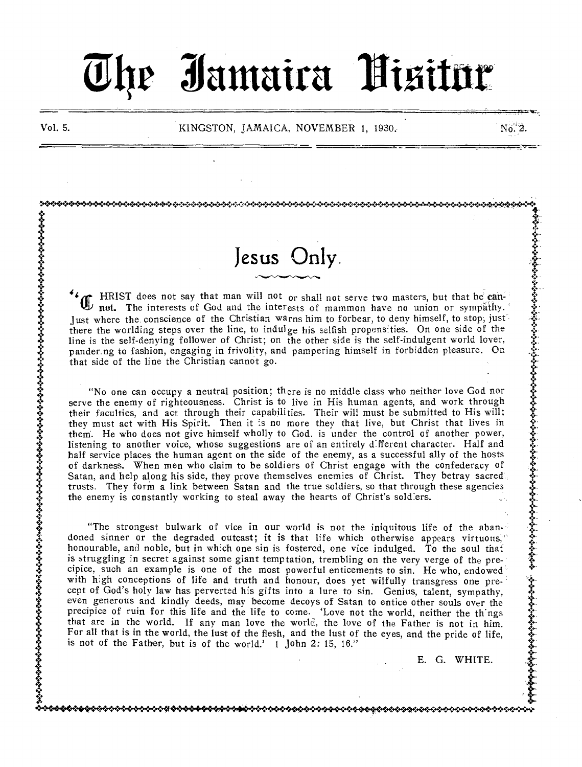# The Jamaica Visitor

Vol. 5. KINGSTON, JAMAICA, NOVEMBER 1, 1930. No. 2.

## Jesus Only.

"CHRIST does not say that man will not or shall not serve two masters, but that he cannot. The interests of God and the interests of mammon have no union or sympathy. Just where the conscience of the Christian warns him to forbear, to deny himself, to stop, just there the worldling steps over the line, to indulge his selfish propensities. On one side of the line is the self-denying follower of Christ; on the other side is the self-indulgent world lover, pandering to fashion, engaging in frivolity, and pampering himself in forbidden pleasure. On that side of the line the Christian cannot go.

"No one can occupy a neutral position; there is no middle class who neither love God nor serve the enemy of righteousness. Christ is to live in His human agents, and work through their faculties, and act through their capabilities. Their will must be submitted to His will; they must act with His Spirit. Then it is no more they that live, but Christ that lives in them. He who does not give himself wholly to God, is under the control of another power, listening to another voice, whose suggestions are of an entirely different character. Half and half service places the human agent on the side of the enemy, as a successful ally of the hosts of darkness. When men who claim to be soldiers of Christ engage with the confederacy of Satan, and help along his side, they prove themselves enemies of Christ. They betray sacred trusts. They form a link between Satan and the true soldiers, so that through these agencies the enemy is constantly working to steal away the hearts of Christ's soldiers.

"The strongest bulwark of vice in our world is not the iniquitous life of the abandoned sinner or the degraded outcast; it is that life which otherwise appears virtuous, honourable, and noble, but in which one sin is fostered, one vice indulged. To the soul that is struggling in secret against some giant temptation, trembling on the very verge of the precipice, such an example is one of the most powerful enticements to sin. He who, endowed with high conceptions of life and truth and honour, does yet wilfully transgress one precept of God's holy law has perverted his gifts into a lure to sin. Genius, talent, sympathy, even generous and kindly deeds, may become decoys of Satan to entice other souls over the precipice of ruin for this life and the life to come. 'Love not the world, neither the things that are in the world. If any man love the world, the love of the Father is not in him. For all that is in the world, the lust of the flesh, and the lust of the eyes, and the pride of life, is not of the Father, but is of the world.' 1 John 2: 15, 16."

E. G. WHITE.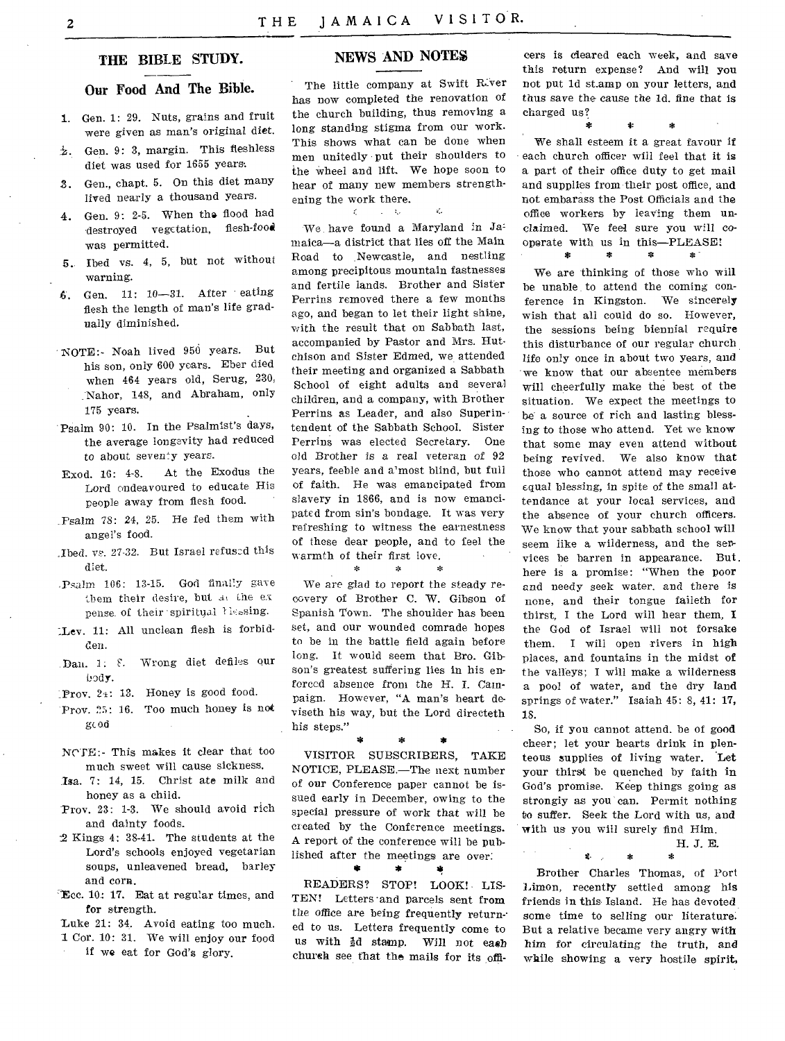## THE BIBLE STUDY.

### Our Food And The Bible.

1. Gen. 1: 29. Nuts, grains and fruit were given as man's original diet.
2. Gen. 9: 3, margin. This fleshless diet was used for 1655 years.
3. Gen., chapt. 5. On this diet many lived nearly a thousand years.
4. Gen. 9: 2-5. When the flood had destroyed vegetation, flesh-food was permitted.
5. Ibed vs. 4, 5, but not without warning.
6. Gen. 11: 10—31. After eating flesh the length of man's life gradually diminished.

NOTE:- Noah lived 950 years. But his son, only 600 years. Eber died when 464 years old, Serug, 230, Nahor, 148, and Abraham, only 175 years.

Psalm 90: 10. In the Psalmist's days, the average longevity had reduced to about seventy years.

Exod. 16: 4-8. At the Exodus the Lord endeavoured to educate His people away from flesh food.

Psalm 78: 24, 25. He fed them with angel's food.

Ibed. vs. 27-32. But Israel refused this diet.

Psalm 106: 13-15. God finally gave them their desire, but at the expense of their spiritual blessing.

Lev. 11: All unclean flesh is forbidden.

Dan. 1: 8. Wrong diet defiles our body.

Prov. 24: 13. Honey is good food.

Prov. 25: 16. Too much honey is not good

NOTE:- This makes it clear that too much sweet will cause sickness.

Isa. 7: 14, 15. Christ ate milk and honey as a child.

Prov. 23: 1-3. We should avoid rich and dainty foods.

2 Kings 4: 38-41. The students at the Lord's schools enjoyed vegetarian soups, unleavened bread, barley and corn.

Ecc. 10: 17. Eat at regular times, and for strength.

Luke 21: 34. Avoid eating too much.

1 Cor. 10: 31. We will enjoy our food if we eat for God's glory.

## NEWS AND NOTES

The little company at Swift River has now completed the renovation of the church building, thus removing a long standing stigma from our work. This shows what can be done when men unitedly put their shoulders to the wheel and lift. We hope soon to hear of many new members strengthening the work there.

We have found a Maryland in Jamaica—a district that lies off the Main Road to Newcastle, and nestling among precipitous mountain fastnesses and fertile lands. Brother and Sister Perrins removed there a few months ago, and began to let their light shine, with the result that on Sabbath last, accompanied by Pastor and Mrs. Hutchison and Sister Edmed, we attended their meeting and organized a Sabbath School of eight adults and several children, and a company, with Brother Perrins as Leader, and also Superintendent of the Sabbath School. Sister Perrins was elected Secretary. One old Brother is a real veteran of 92 years, feeble and almost blind, but full of faith. He was emancipated from slavery in 1866, and is now emancipated from sin's bondage. It was very refreshing to witness the earnestness of these dear people, and to feel the warmth of their first love.

\* \* \*

We are glad to report the steady recovery of Brother C. W. Gibson of Spanish Town. The shoulder has been set, and our wounded comrade hopes to be in the battle field again before long. It would seem that Bro. Gibson's greatest suffering lies in his enforced absence from the H. I. Campaign. However, "A man's heart deviseth his way, but the Lord directeth his steps."

\* \* \*

VISITOR SUBSCRIBERS, TAKE NOTICE, PLEASE.—The next number of our Conference paper cannot be issued early in December, owing to the special pressure of work that will be created by the Conference meetings. A report of the conference will be published after the meetings are over.

\* \* \*

READERS? STOP! LOOK! LISTEN! Letters and parcels sent from the office are being frequently returned to us. Letters frequently come to us with ½d stamp. Will not each church see that the mails for its officers is cleared each week, and save this return expense? And will you not put 1d stamp on your letters, and thus save the cause the 1d. fine that is charged us?

\* \* \*

We shall esteem it a great favour if each church officer will feel that it is a part of their office duty to get mail and supplies from their post office, and not embarass the Post Officials and the office workers by leaving them unclaimed. We feel sure you will cooperate with us in this—PLEASE!

\* \* \* \*

We are thinking of those who will be unable to attend the coming conference in Kingston. We sincerely wish that all could do so. However, the sessions being biennial require this disturbance of our regular church life only once in about two years, and we know that our absentee members will cheerfully make the best of the situation. We expect the meetings to be a source of rich and lasting blessing to those who attend. Yet we know that some may even attend without being revived. We also know that those who cannot attend may receive equal blessing, in spite of the small attendance at your local services, and the absence of your church officers. We know that your sabbath school will seem like a wilderness, and the services be barren in appearance. But here is a promise: "When the poor and needy seek water, and there is none, and their tongue faileth for thirst, I the Lord will hear them, I the God of Israel will not forsake them. I will open rivers in high places, and fountains in the midst of the valleys; I will make a wilderness a pool of water, and the dry land springs of water." Isaiah 45: 8, 41: 17, 18.

So, if you cannot attend, be of good cheer; let your hearts drink in plenteous supplies of living water. Let your thirst be quenched by faith in God's promise. Keep things going as strongly as you can. Permit nothing to suffer. Seek the Lord with us, and with us you will surely find Him.

H. J. E.

\* \* \*

Brother Charles Thomas, of Port Limon, recently settled among his friends in this Island. He has devoted some time to selling our literature. But a relative became very angry with him for circulating the truth, and while showing a very hostile spirit,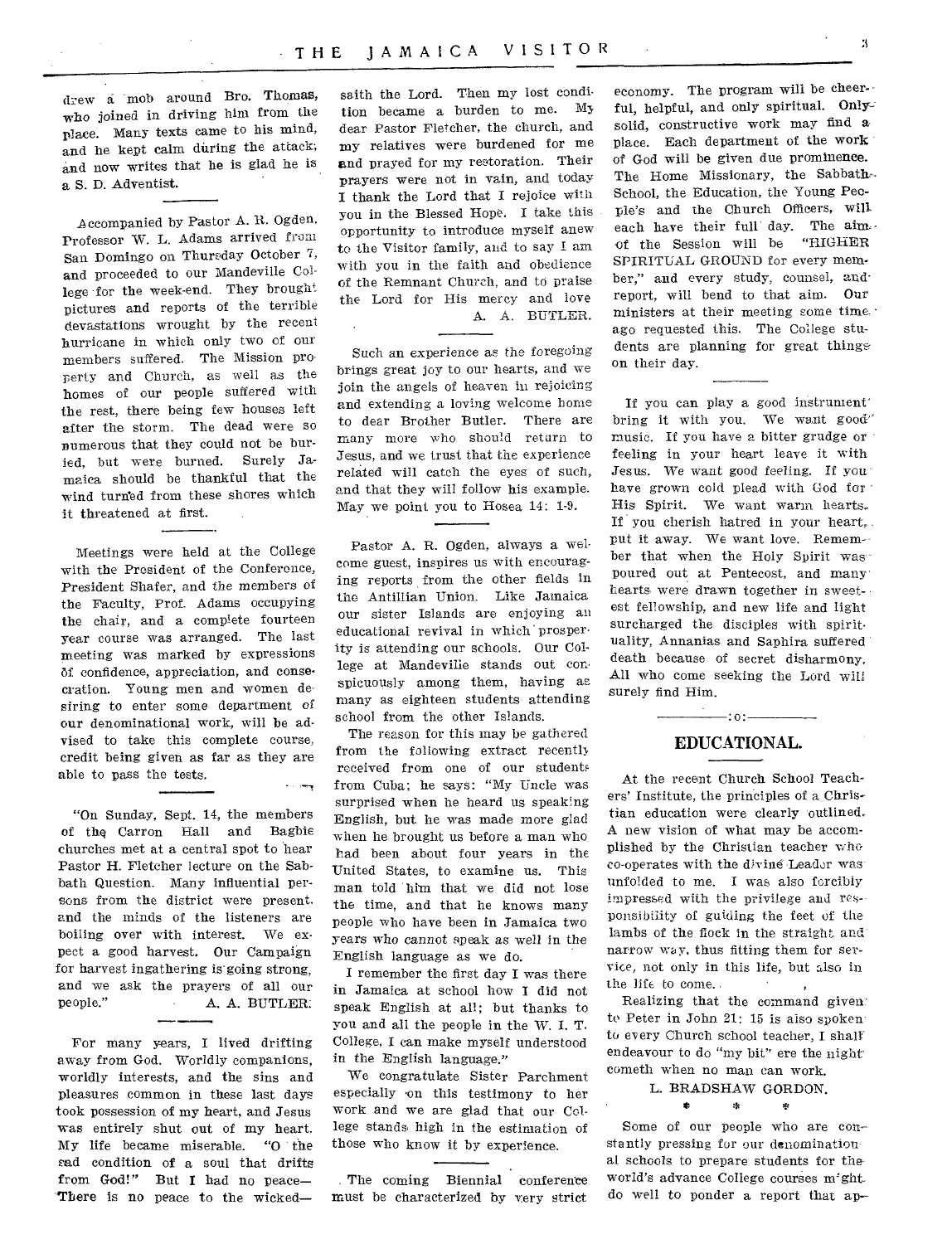drew a mob around Bro. Thomas, who joined in driving him from the place. Many texts came to his mind, and he kept calm during the attack; and now writes that he is glad he is a S. D. Adventist.

Accompanied by Pastor A. R. Ogden, Professor W. L. Adams arrived from San Domingo on Thursday October 7, and proceeded to our Mandeville College for the week-end. They brought pictures and reports of the terrible devastations wrought by the recent hurricane in which only two of our members suffered. The Mission property and Church, as well as the homes of our people suffered with the rest, there being few houses left after the storm. The dead were so numerous that they could not be buried, but were burned. Surely Jamaica should be thankful that the wind turned from these shores which it threatened at first.

Meetings were held at the College with the President of the Conference, President Shafer, and the members of the Faculty, Prof. Adams occupying the chair, and a complete fourteen year course was arranged. The last meeting was marked by expressions of confidence, appreciation, and consecration. Young men and women desiring to enter some department of our denominational work, will be advised to take this complete course, credit being given as far as they are able to pass the tests.

"On Sunday, Sept. 14, the members of the Carron Hall and Bagbie churches met at a central spot to hear Pastor H. Fletcher lecture on the Sabbath Question. Many influential persons from the district were present, and the minds of the listeners are boiling over with interest. We expect a good harvest. Our Campaign for harvest ingathering is going strong, and we ask the prayers of all our people." A. A. BUTLER.

For many years, I lived drifting away from God. Worldly companions, worldly interests, and the sins and pleasures common in these last days took possession of my heart, and Jesus was entirely shut out of my heart. My life became miserable. "O the sad condition of a soul that drifts from God!" But I had no peace—There is no peace to the wicked—saith the Lord. Then my lost condition became a burden to me. My dear Pastor Fletcher, the church, and my relatives were burdened for me and prayed for my restoration. Their prayers were not in vain, and today I thank the Lord that I rejoice with you in the Blessed Hope. I take this opportunity to introduce myself anew to the Visitor family, and to say I am with you in the faith and obedience of the Remnant Church, and to praise the Lord for His mercy and love

A. A. BUTLER.

Such an experience as the foregoing brings great joy to our hearts, and we join the angels of heaven in rejoicing and extending a loving welcome home to dear Brother Butler. There are many more who should return to Jesus, and we trust that the experience related will catch the eyes of such, and that they will follow his example. May we point you to Hosea 14: 1-9.

Pastor A. R. Ogden, always a welcome guest, inspires us with encouraging reports from the other fields in the Antillian Union. Like Jamaica our sister Islands are enjoying an educational revival in which prosperity is attending our schools. Our College at Mandeville stands out conspicuously among them, having as many as eighteen students attending school from the other Islands.

The reason for this may be gathered from the following extract recently received from one of our students from Cuba; he says: "My Uncle was surprised when he heard us speaking English, but he was made more glad when he brought us before a man who had been about four years in the United States, to examine us. This man told him that we did not lose the time, and that he knows many people who have been in Jamaica two years who cannot speak as well in the English language as we do.

I remember the first day I was there in Jamaica at school how I did not speak English at all; but thanks to you and all the people in the W. I. T. College, I can make myself understood in the English language."

We congratulate Sister Parchment especially on this testimony to her work and we are glad that our College stands high in the estimation of those who know it by experience.

The coming Biennial conference must be characterized by very strict economy. The program will be cheerful, helpful, and only spiritual. Only solid, constructive work may find a place. Each department of the work of God will be given due prominence. The Home Missionary, the Sabbath-School, the Education, the Young People's and the Church Officers, will each have their full day. The aim of the Session will be "HIGHER SPIRITUAL GROUND for every member," and every study, counsel, and report, will bend to that aim. Our ministers at their meeting some time ago requested this. The College students are planning for great things on their day.

If you can play a good instrument bring it with you. We want good music. If you have a bitter grudge or feeling in your heart leave it with Jesus. We want good feeling. If you have grown cold plead with God for His Spirit. We want warm hearts. If you cherish hatred in your heart, put it away. We want love. Remember that when the Holy Spirit was poured out at Pentecost, and many hearts were drawn together in sweetest fellowship, and new life and light surcharged the disciples with spirituality, Annanias and Saphira suffered death because of secret disharmony. All who come seeking the Lord will surely find Him.

:o:

## EDUCATIONAL.

At the recent Church School Teachers' Institute, the principles of a Christian education were clearly outlined. A new vision of what may be accomplished by the Christian teacher who co-operates with the divine Leader was unfolded to me. I was also forcibly impressed with the privilege and responsibility of guiding the feet of the lambs of the flock in the straight and narrow way, thus fitting them for service, not only in this life, but also in the life to come.

Realizing that the command given to Peter in John 21: 15 is also spoken to every Church school teacher, I shall endeavour to do "my bit" ere the night cometh when no man can work.

L. BRADSHAW GORDON.

\* \* \*

Some of our people who are constantly pressing for our denominational schools to prepare students for the world's advance College courses might do well to ponder a report that ap-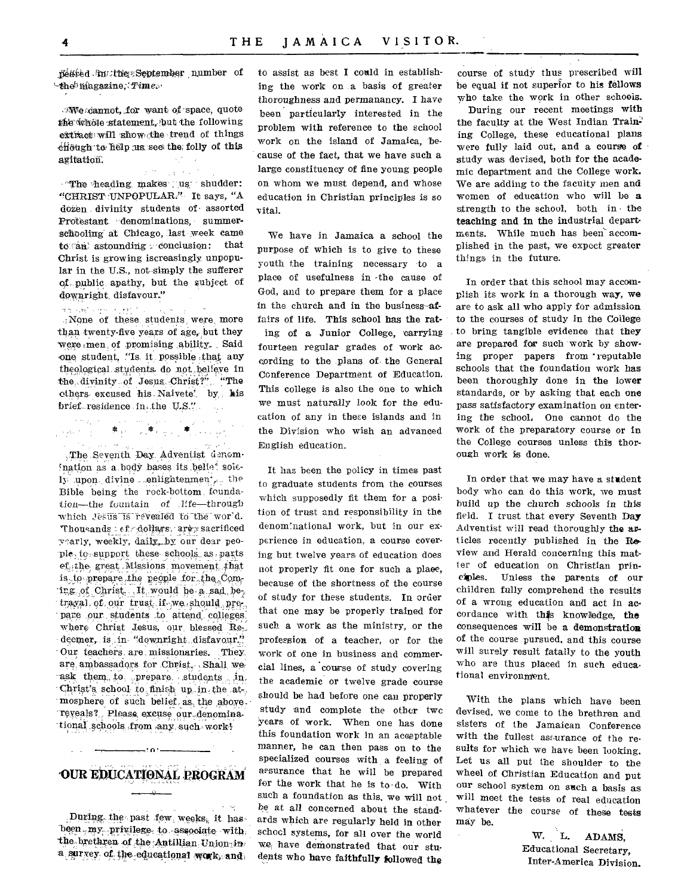peared in the September number of the magazine, *Time*.

We cannot, for want of space, quote the whole statement, but the following extract will show the trend of things enough to help us see the folly of this agitation.

The heading makes us shudder: "CHRIST UNPOPULAR." It says, "A dozen divinity students of assorted Protestant denominations, summer-schooling at Chicago, last week came to an astounding conclusion: that Christ is growing iscreasingly unpopular in the U.S., not simply the sufferer of public apathy, but the subject of downright disfavour."

None of these students were more than twenty-five years of age, but they were men of promising ability. Said one student, "Is it possible that any theological students do not believe in the divinity of Jesus Christ?" "The others excused his Naivete' by his brief residence in the U.S."

\* \* \*

The Seventh Day Adventist denomination as a body bases its belief solely upon divine enlightenment, the Bible being the rock-bottom foundation—the fountain of life—through which Jesus is revealed to the world. Thousands of dollars are sacrificed yearly, weekly, daily, by our dear people to support these schools as parts of the great Missions movement that is to prepare the people for the Coming of Christ. It would be a sad betrayal of our trust if we should prepare our students to attend colleges where Christ Jesus, our blessed Redeemer, is in "downright disfavour." Our teachers are missionaries. They are ambassadors for Christ. Shall we ask them to prepare students in Christ's school to finish up in the atmosphere of such belief as the above reveals? Please excuse our denominational schools from any such work!

## OUR EDUCATIONAL PROGRAM

During the past few weeks, it has been my privilege to associate with the brethren of the Antillian Union in a survey of the educational work, and to assist as best I could in establishing the work on a basis of greater thoroughness and permanancy. I have been particularly interested in the problem with reference to the school work on the island of Jamaica, because of the fact, that we have such a large constituency of fine young people on whom we must depend, and whose education in Christian principles is so vital.

We have in Jamaica a school the purpose of which is to give to these youth the training necessary to a place of usefulness in the cause of God, and to prepare them for a place in the church and in the business affairs of life. This school has the rating of a Junior College, carrying fourteen regular grades of work according to the plans of the General Conference Department of Education. This college is also the one to which we must naturally look for the education of any in these islands and in the Division who wish an advanced English education.

It has been the policy in times past to graduate students from the courses which supposedly fit them for a position of trust and responsibility in the denominational work, but in our experience in education, a course covering but twelve years of education does not properly fit one for such a place, because of the shortness of the course of study for these students. In order that one may be properly trained for such a work as the ministry, or the profession of a teacher, or for the work of one in business and commercial lines, a course of study covering the academic or twelve grade course should be had before one can properly study and complete the other two years of work. When one has done this foundation work in an acceptable manner, he can then pass on to the specialized courses with a feeling of assurance that he will be prepared for the work that he is to do. With such a foundation as this, we will not be at all concerned about the standards which are regularly held in other school systems, for all over the world we have demonstrated that our students who have faithfully followed the course of study thus prescribed will be equal if not superior to his fellows who take the work in other schools.

During our recent meetings with the faculty at the West Indian Training College, these educational plans were fully laid out, and a course of study was devised, both for the academic department and the College work. We are adding to the faculty men and women of education who will be a strength to the school, both in the teaching and in the industrial departments. While much has been accomplished in the past, we expect greater things in the future.

In order that this school may accomplish its work in a thorough way, we are to ask all who apply for admission to the courses of study in the College to bring tangible evidence that they are prepared for such work by showing proper papers from reputable schools that the foundation work has been thoroughly done in the lower standards, or by asking that each one pass satisfactory examination on entering the school. One cannot do the work of the preparatory course or in the College courses unless this thorough work is done.

In order that we may have a student body who can do this work, we must build up the church schools in this field. I trust that every Seventh Day Adventist will read thoroughly the articles recently published in the Review and Herald concerning this matter of education on Christian principles. Unless the parents of our children fully comprehend the results of a wrong education and act in accordance with this knowledge, the consequences will be a demonstration of the course pursued, and this course will surely result fatally to the youth who are thus placed in such educational environment.

With the plans which have been devised, we come to the brethren and sisters of the Jamaican Conference with the fullest assurance of the results for which we have been looking. Let us all put the shoulder to the wheel of Christian Education and put our school system on such a basis as will meet the tests of real education whatever the course of these tests may be.

W. L. ADAMS,
Educational Secretary,
Inter-America Division.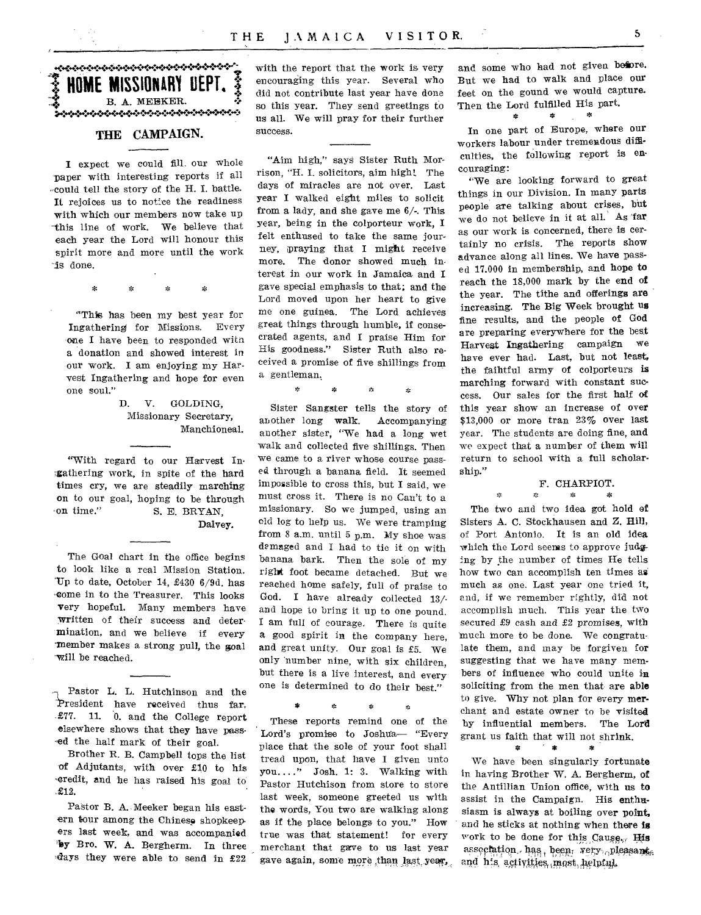## HOME MISSIONARY DEPT.

B. A. MEEKER.

### THE CAMPAIGN.

I expect we could fill our whole paper with interesting reports if all could tell the story of the H. I. battle. It rejoices us to notice the readiness with which our members now take up this line of work. We believe that each year the Lord will honour this spirit more and more until the work is done.

\* \* \* \*

"This has been my best year for Ingathering for Missions. Every one I have been to responded with a donation and showed interest in our work. I am enjoying my Harvest Ingathering and hope for even one soul."

D. V. GOLDING,
Missionary Secretary,
Manchioneal.

"With regard to our Harvest Ingathering work, in spite of the hard times cry, we are steadily marching on to our goal, hoping to be through on time." S. E. BRYAN,
Dalvey.

The Goal chart in the office begins to look like a real Mission Station. Up to date, October 14, £430 6/9d. has come in to the Treasurer. This looks very hopeful. Many members have written of their success and determination, and we believe if every member makes a strong pull, the goal will be reached.

Pastor L. L. Hutchinson and the President have received thus far, £77. 11. 0. and the College report elsewhere shows that they have passed the half mark of their goal.

Brother R. B. Campbell tops the list of Adjutants, with over £10 to his credit, and he has raised his goal to £12.

Pastor B. A. Meeker began his eastern tour among the Chinese shopkeepers last week, and was accompanied by Bro. W. A. Bergherm. In three days they were able to send in £22 with the report that the work is very encouraging this year. Several who did not contribute last year have done so this year. They send greetings to us all. We will pray for their further success.

"Aim high," says Sister Ruth Morrison, "H. I. solicitors, aim high! The days of miracles are not over. Last year I walked eight miles to solicit from a lady, and she gave me 6/-. This year, being in the colporteur work, I felt enthused to take the same journey, praying that I might receive more. The donor showed much interest in our work in Jamaica and I gave special emphasis to that; and the Lord moved upon her heart to give me one guinea. The Lord achieves great things through humble, if consecrated agents, and I praise Him for His goodness." Sister Ruth also received a promise of five shillings from a gentleman.

\* \* \* \*

Sister Sangster tells the story of another long walk. Accompanying another sister, "We had a long wet walk and collected five shillings. Then we came to a river whose course passed through a banana field. It seemed impossible to cross this, but I said, we must cross it. There is no Can't to a missionary. So we jumped, using an old log to help us. We were tramping from 8 a.m. until 5 p.m. My shoe was damaged and I had to tie it on with banana bark. Then the sole of my right foot became detached. But we reached home safely, full of praise to God. I have already collected 13/- and hope to bring it up to one pound. I am full of courage. There is quite a good spirit in the company here, and great unity. Our goal is £5. We only number nine, with six children, but there is a live interest, and every one is determined to do their best."

\* \* \* \*

These reports remind one of the Lord's promise to Joshua— "Every place that the sole of your foot shall tread upon, that have I given unto you...." Josh. 1: 3. Walking with Pastor Hutchinson from store to store last week, someone greeted us with the words, You two are walking along as if the place belongs to you." How true was that statement! for every merchant that gave to us last year gave again, some more than last year, and some who had not given before. But we had to walk and place our feet on the gound we would capture. Then the Lord fulfilled His part.

\* \* \*

In one part of Europe, where our workers labour under tremendous difficulties, the following report is encouraging:

"We are looking forward to great things in our Division. In many parts people are talking about crises, but we do not believe in it at all. As far as our work is concerned, there is certainly no crisis. The reports show advance along all lines. We have passed 17,000 in membership, and hope to reach the 18,000 mark by the end of the year. The tithe and offerings are increasing. The Big Week brought us fine results, and the people of God are preparing everywhere for the best Harvest Ingathering campaign we have ever had. Last, but not least, the faihtful army of colporteurs is marching forward with constant success. Our sales for the first half of this year show an increase of over \$13,000 or more tran 23% over last year. The students are doing fine, and we expect that a number of them will return to school with a full scholarship."

F. CHARPIOT.

\* \* \* \*

The two and two idea got hold of Sisters A. C. Stockhausen and Z. Hill, of Port Antonio. It is an old idea which the Lord seems to approve judging by the number of times He tells how two can accomplish ten times as much as one. Last year one tried it, and, if we remember rightly, did not accomplish much. This year the two secured £9 cash and £2 promises, with much more to be done. We congratulate them, and may be forgiven for suggesting that we have many members of influence who could unite in soliciting from the men that are able to give. Why not plan for every merchant and estate owner to be visited by influential members. The Lord grant us faith that will not shrink.

\* \* \*

We have been singularly fortunate in having Brother W. A. Bergherm, of the Antillian Union office, with us to assist in the Campaign. His enthusiasm is always at boiling over point, and he sticks at nothing when there is work to be done for this Cause. His association has been very pleasant and his activities most helpful.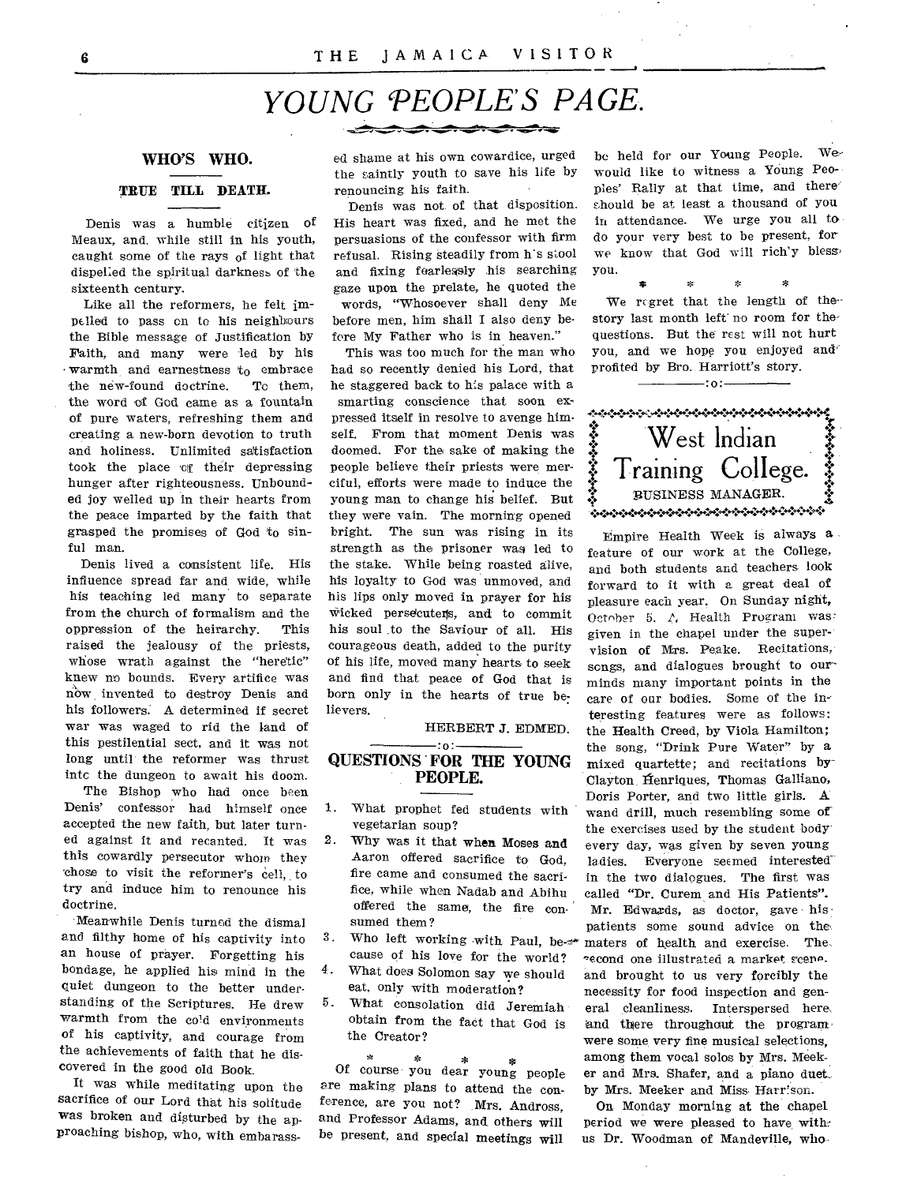# YOUNG PEOPLE'S PAGE.

## WHO'S WHO.

### TRUE TILL DEATH.

Denis was a humble citizen of Meaux, and, while still in his youth, caught some of the rays of light that dispelled the spiritual darkness of the sixteenth century.

Like all the reformers, he felt impelled to pass on to his neighbours the Bible message of Justification by Faith, and many were led by his warmth and earnestness to embrace the new-found doctrine. To them, the word of God came as a fountain of pure waters, refreshing them and creating a new-born devotion to truth and holiness. Unlimited satisfaction took the place of their depressing hunger after righteousness. Unbounded joy welled up in their hearts from the peace imparted by the faith that grasped the promises of God to sinful man.

Denis lived a consistent life. His influence spread far and wide, while his teaching led many to separate from the church of formalism and the oppression of the heirarchy. This raised the jealousy of the priests, whose wrath against the "heretic" knew no bounds. Every artifice was now invented to destroy Denis and his followers. A determined if secret war was waged to rid the land of this pestilential sect, and it was not long until the reformer was thrust into the dungeon to await his doom.

The Bishop who had once been Denis' confessor had himself once accepted the new faith, but later turned against it and recanted. It was this cowardly persecutor whom they chose to visit the reformer's cell, to try and induce him to renounce his doctrine.

Meanwhile Denis turned the dismal and filthy home of his captivity into an house of prayer. Forgetting his bondage, he applied his mind in the quiet dungeon to the better understanding of the Scriptures. He drew warmth from the cold environments of his captivity, and courage from the achievements of faith that he discovered in the good old Book.

It was while meditating upon the sacrifice of our Lord that his solitude was broken and disturbed by the approaching bishop, who, with embarassed shame at his own cowardice, urged the saintly youth to save his life by renouncing his faith.

Denis was not of that disposition. His heart was fixed, and he met the persuasions of the confessor with firm refusal. Rising steadily from his stool and fixing fearlessly his searching gaze upon the prelate, he quoted the words, "Whosoever shall deny Me before men, him shall I also deny before My Father who is in heaven."

This was too much for the man who had so recently denied his Lord, that he staggered back to his palace with a smarting conscience that soon expressed itself in resolve to avenge himself. From that moment Denis was doomed. For the sake of making the people believe their priests were merciful, efforts were made to induce the young man to change his belief. But they were vain. The morning opened bright. The sun was rising in its strength as the prisoner was led to the stake. While being roasted alive, his loyalty to God was unmoved, and his lips only moved in prayer for his wicked persecuters, and to commit his soul to the Saviour of all. His courageous death, added to the purity of his life, moved many hearts to seek and find that peace of God that is born only in the hearts of true believers.

HERBERT J. EDMED.

:o:

## QUESTIONS FOR THE YOUNG PEOPLE.

1. What prophet fed students with vegetarian soup?
2. Why was it that when Moses and Aaron offered sacrifice to God, fire came and consumed the sacrifice, while when Nadab and Abihu offered the same, the fire consumed them?
3. Who left working with Paul, because of his love for the world?
4. What does Solomon say we should eat, only with moderation?
5. What consolation did Jeremiah obtain from the fact that God is the Creator?

\* \* \* \*

Of course you dear young people are making plans to attend the conference, are you not? Mrs. Andross, and Professor Adams, and others will be present, and special meetings will be held for our Young People. We would like to witness a Young Peoples' Rally at that time, and there should be at least a thousand of you in attendance. We urge you all to do your very best to be present, for we know that God will richly bless you.

\* \* \* \*

We regret that the length of the story last month left no room for the questions. But the rest will not hurt you, and we hope you enjoyed and profited by Bro. Harriott's story.

:o:

## West Indian Training College.

BUSINESS MANAGER.

Empire Health Week is always a feature of our work at the College, and both students and teachers look forward to it with a great deal of pleasure each year. On Sunday night, October 5. A Health Program was given in the chapel under the supervision of Mrs. Peake. Recitations, songs, and dialogues brought to our minds many important points in the care of our bodies. Some of the interesting features were as follows: the Health Creed, by Viola Hamilton; the song, "Drink Pure Water" by a mixed quartette; and recitations by Clayton Henriques, Thomas Galliano, Doris Porter, and two little girls. A wand drill, much resembling some of the exercises used by the student body every day, was given by seven young ladies. Everyone seemed interested in the two dialogues. The first was called "Dr. Curem and His Patients". Mr. Edwards, as doctor, gave his patients some sound advice on the maters of health and exercise. The second one illustrated a market scene. and brought to us very forcibly the necessity for food inspection and general cleanliness. Interspersed here and there throughout the program were some very fine musical selections, among them vocal solos by Mrs. Meeker and Mrs. Shafer, and a piano duet by Mrs. Meeker and Miss Harrison.

On Monday morning at the chapel period we were pleased to have with us Dr. Woodman of Mandeville, who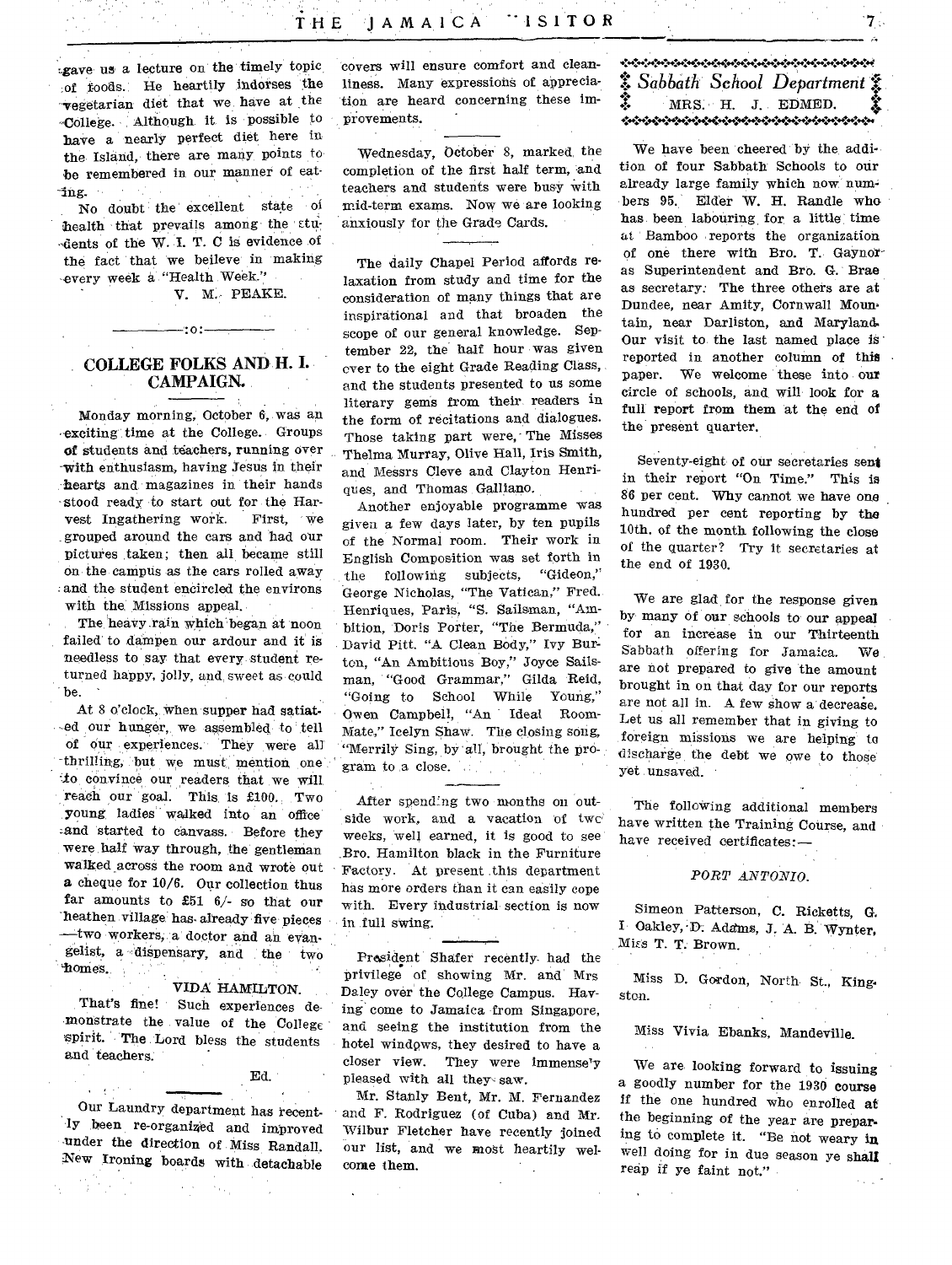gave us a lecture on the timely topic of foods. He heartily indorses the vegetarian diet that we have at the College. Although it is possible to have a nearly perfect diet here in the Island, there are many points to be remembered in our manner of eating.

No doubt the excellent state of health that prevails among the students of the W. I. T. C is evidence of the fact that we beleive in making every week a "Health Week."

V. M. PEAKE.

:o:

## COLLEGE FOLKS AND H. I. CAMPAIGN.

Monday morning, October 6, was an exciting time at the College. Groups of students and teachers, running over with enthusiasm, having Jesus in their hearts and magazines in their hands stood ready to start out for the Harvest Ingathering work. First, we grouped around the cars and had our pictures taken; then all became still on the campus as the cars rolled away and the student encircled the environs with the Missions appeal.

The heavy rain which began at noon failed to dampen our ardour and it is needless to say that every student returned happy, jolly, and sweet as could be.

At 8 o'clock, when supper had satiated our hunger, we assembled to tell of our experiences. They were all thrilling, but we must mention one to convince our readers that we will reach our goal. This is £100. Two young ladies walked into an office and started to canvass. Before they were half way through, the gentleman walked across the room and wrote out a cheque for 10/6. Our collection thus far amounts to £51 6/- so that our heathen village has already five pieces —two workers, a doctor and an evangelist, a dispensary, and the two homes.

VIDA HAMILTON.

That's fine! Such experiences demonstrate the value of the College spirit. The Lord bless the students and teachers.

Ed.

Our Laundry department has recently been re-organized and improved under the direction of Miss Randall. New Ironing boards with detachable covers will ensure comfort and cleanliness. Many expressions of appreciation are heard concerning these improvements.

Wednesday, October 8, marked the completion of the first half term, and teachers and students were busy with mid-term exams. Now we are looking anxiously for the Grade Cards.

The daily Chapel Period affords relaxation from study and time for the consideration of many things that are inspirational and that broaden the scope of our general knowledge. September 22, the half hour was given over to the eight Grade Reading Class, and the students presented to us some literary gems from their readers in the form of recitations and dialogues. Those taking part were, The Misses Thelma Murray, Olive Hall, Iris Smith, and Messrs Cleve and Clayton Henriques, and Thomas Galliano.

Another enjoyable programme was given a few days later, by ten pupils of the Normal room. Their work in English Composition was set forth in the following subjects, "Gideon," George Nicholas, "The Vatican," Fred. Henriques, Paris, "S. Sailsman, "Ambition, Doris Porter, "The Bermuda," David Pitt. "A Clean Body," Ivy Burton, "An Ambitious Boy," Joyce Sailsman, "Good Grammar," Gilda Reid, "Going to School While Young," Owen Campbell, "An Ideal Room-Mate," Icelyn Shaw. The closing song, "Merrily Sing, by all, brought the program to a close.

After spending two months on outside work, and a vacation of two weeks, well earned, it is good to see Bro. Hamilton black in the Furniture Factory. At present this department has more orders than it can easily cope with. Every industrial section is now in full swing.

President Shafer recently had the privilege of showing Mr. and Mrs Daley over the College Campus. Having come to Jamaica from Singapore, and seeing the institution from the hotel windows, they desired to have a closer view. They were immensely pleased with all they saw.

Mr. Stanly Bent, Mr. M. Fernandez and F. Rodriguez (of Cuba) and Mr. Wilbur Fletcher have recently joined our list, and we most heartily welcome them.

## *Sabbath School Department*

MRS. H. J. EDMED.

We have been cheered by the addition of four Sabbath Schools to our already large family which now numbers 95. Elder W. H. Randle who has been labouring for a little time at Bamboo reports the organization of one there with Bro. T. Gaynor as Superintendent and Bro. G. Brae as secretary. The three others are at Dundee, near Amity, Cornwall Mountain, near Darliston, and Maryland. Our visit to the last named place is reported in another column of this paper. We welcome these into our circle of schools, and will look for a full report from them at the end of the present quarter.

Seventy-eight of our secretaries sent in their report "On Time." This is 86 per cent. Why cannot we have one hundred per cent reporting by the 10th. of the month following the close of the quarter? Try it secretaries at the end of 1930.

We are glad for the response given by many of our schools to our appeal for an increase in our Thirteenth Sabbath offering for Jamaica. We are not prepared to give the amount brought in on that day for our reports are not all in. A few show a decrease. Let us all remember that in giving to foreign missions we are helping to discharge the debt we owe to those yet unsaved.

The following additional members have written the Training Course, and have received certificates:—

*PORT ANTONIO.*

Simeon Patterson, C. Ricketts, G. I. Oakley, D. Adams, J. A. B. Wynter, Miss T. T. Brown.

Miss D. Gordon, North St., Kingston.

Miss Vivia Ebanks, Mandeville.

We are looking forward to issuing a goodly number for the 1930 course if the one hundred who enrolled at the beginning of the year are preparing to complete it. "Be not weary in well doing for in due season ye shall reap if ye faint not."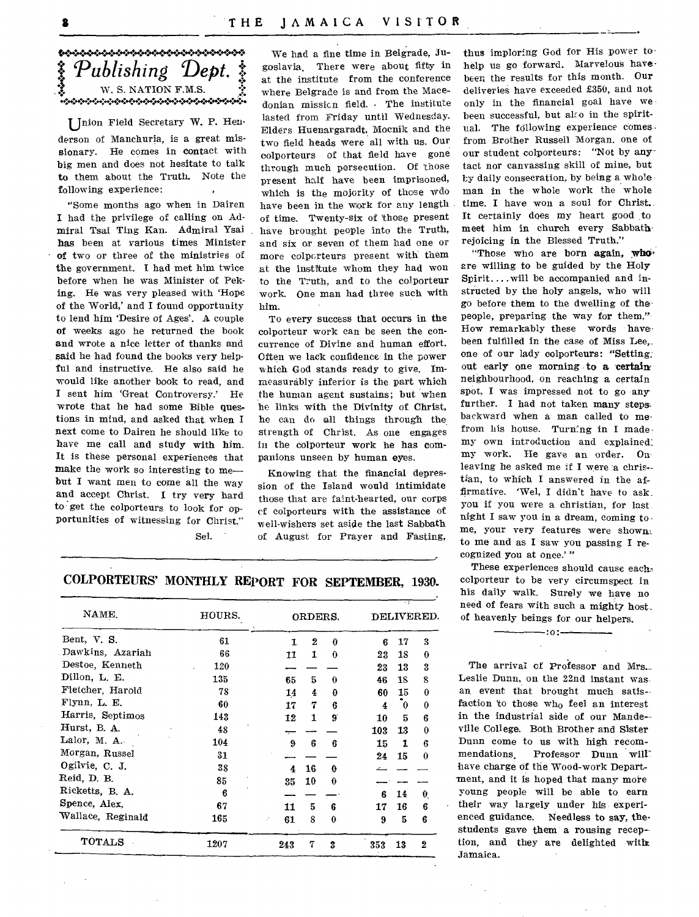## *Publishing Dept.*

W. S. NATION F.M.S.

Union Field Secretary W. P. Henderson of Manchuria, is a great missionary. He comes in contact with big men and does not hesitate to talk to them about the Truth. Note the following experience:

"Some months ago when in Dairen I had the privilege of calling on Admiral Tsai Ting Kan. Admiral Ysai has been at various times Minister of two or three of the ministries of the government. I had met him twice before when he was Minister of Peking. He was very pleased with 'Hope of the World,' and I found opportunity to lend him 'Desire of Ages'. A couple of weeks ago he returned the book and wrote a nice letter of thanks and said he had found the books very helpful and instructive. He also said he would like another book to read, and I sent him 'Great Controversy.' He wrote that he had some Bible questions in mind, and asked that when I next come to Dairen he should like to have me call and study with him. It is these personal experiences that make the work so interesting to me—but I want men to come all the way and accept Christ. I try very hard to get the colporteurs to look for opportunities of witnessing for Christ."

Sel.

We had a fine time in Belgrade, Jugoslavia. There were about fifty in at the institute from the conference where Belgrade is and from the Macedonian mission field. The institute lasted from Friday until Wednesday. Elders Huenargaradt, Mocnik and the two field heads were all with us. Our colporteurs of that field have gone through much persecution. Of those present half have been imprisoned, which is the majority of those wdo have been in the work for any length of time. Twenty-six of those present have brought people into the Truth, and six or seven of them had one or more colporteurs present with them at the institute whom they had won to the Truth, and to the colporteur work. One man had three such with him.

To every success that occurs in the colporteur work can be seen the concurrence of Divine and human effort. Often we lack confidence in the power which God stands ready to give. Immeasurably inferior is the part which the human agent sustains; but when he links with the Divinity of Christ, he can do all things through the strength of Christ. As one engages in the colporteur work he has companions unseen by human eyes.

Knowing that the financial depression of the Island would intimidate those that are faint-hearted, our corps of colporteurs with the assistance of well-wishers set aside the last Sabbath of August for Prayer and Fasting, thus imploring God for His power to help us go forward. Marvelous have been the results for this month. Our deliveries have exceeded £350, and not only in the financial goal have we been successful, but also in the spiritual. The following experience comes from Brother Russell Morgan, one of our student colporteurs: "Not by any tact nor canvassing skill of mine, but by daily consecration, by being a whole man in the whole work the whole time. I have won a soul for Christ. It certainly does my heart good to meet him in church every Sabbath rejoicing in the Blessed Truth."

"Those who are born again, who are willing to be guided by the Holy Spirit.... will be accompanied and instructed by the holy angels, who will go before them to the dwelling of the people, preparing the way for them." How remarkably these words have been fulfilled in the case of Miss Lee, one of our lady colporteurs: "Setting out early one morning to a certain neighbourhood, on reaching a certain spot, I was impressed not to go any further. I had not taken many steps backward when a man called to me from his house. Turning in I made my own introduction and explained my work. He gave an order. On leaving he asked me if I were a christian, to which I answered in the affirmative. 'Wel, I didn't have to ask you if you were a christian, for last night I saw you in a dream, coming to me, your very features were shown to me and as I saw you passing I recognized you at once.'"

These experiences should cause each colporteur to be very circumspect in his daily walk. Surely we have no need of fears with such a mighty host of heavenly beings for our helpers.

:o:

The arrival of Professor and Mrs. Leslie Dunn, on the 22nd instant was an event that brought much satisfaction to those who feel an interest in the industrial side of our Mandeville College. Both Brother and Sister Dunn come to us with high recommendations. Professor Dunn will have charge of the Wood-work Department, and it is hoped that many more young people will be able to earn their way largely under his experienced guidance. Needless to say, the students gave them a rousing reception, and they are delighted with Jamaica.

### COLPORTEURS' MONTHLY REPORT FOR SEPTEMBER, 1930.

| NAME. | HOURS. | ORDERS. | | | DELIVERED. | | |
|---|---|---|---|---|---|---|---|
| Bent, V. S. | 61 | 1 | 2 | 0 | 6 | 17 | 3 |
| Dawkins, Azariah | 66 | 11 | 1 | 0 | 23 | 18 | 0 |
| Destoe, Kenneth | 120 | — | — | — | 23 | 13 | 3 |
| Dillon, L. E. | 135 | 65 | 5 | 0 | 46 | 18 | 8 |
| Fletcher, Harold | 78 | 14 | 4 | 0 | 60 | 15 | 0 |
| Flynn, L. E. | 60 | 17 | 7 | 6 | 4 | 0 | 0 |
| Harris, Septimos | 143 | 12 | 1 | 9 | 10 | 5 | 6 |
| Hurst, B. A. | 48 | — | — | — | 103 | 13 | 0 |
| Lalor, M. A. | 104 | 9 | 6 | 6 | 15 | 1 | 6 |
| Morgan, Russel | 31 | — | — | — | 24 | 15 | 0 |
| Ogilvie, C. J. | 38 | 4 | 16 | 0 | — | — | — |
| Reid, D. B. | 85 | 35 | 10 | 0 | — | — | — |
| Ricketts, B. A. | 6 | — | — | — | 6 | 14 | 0 |
| Spence, Alex. | 67 | 11 | 5 | 6 | 17 | 16 | 6 |
| Wallace, Reginald | 165 | 61 | 8 | 0 | 9 | 5 | 6 |
| TOTALS | 1207 | 243 | 7 | 3 | 353 | 13 | 2 |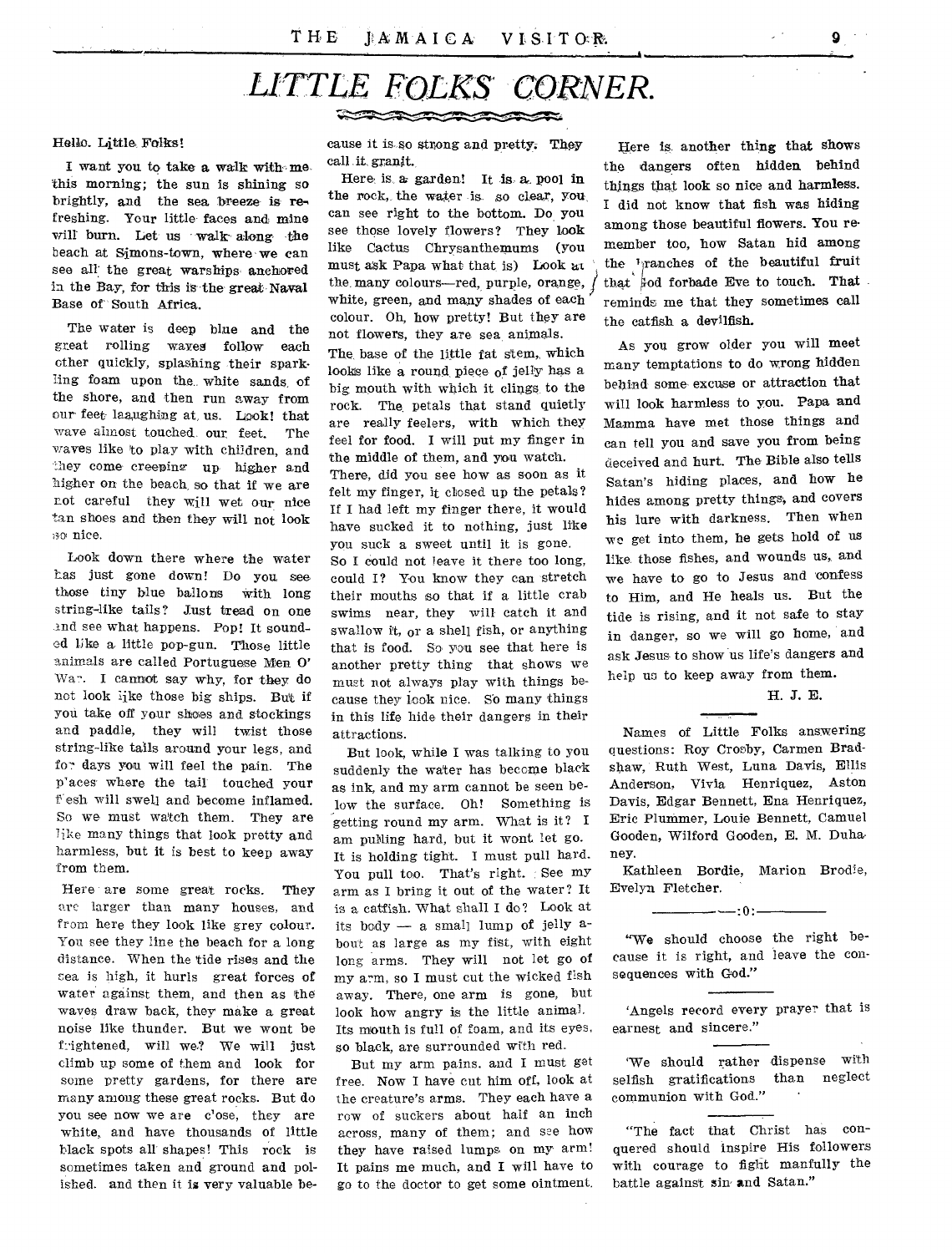# LITTLE FOLKS CORNER.

Hello, Little Folks!

I want you to take a walk with me this morning; the sun is shining so brightly, and the sea breeze is refreshing. Your little faces and mine will burn. Let us walk along the beach at Simons-town, where we can see all the great warships anchored in the Bay, for this is the great Naval Base of South Africa.

The water is deep blue and the great rolling waves follow each other quickly, splashing their sparkling foam upon the white sands of the shore, and then run away from our feet laughing at us. Look! that wave almost touched our feet. The waves like to play with children, and they come creeping up higher and higher on the beach so that if we are not careful they will wet our nice tan shoes and then they will not look so nice.

Look down there where the water has just gone down! Do you see those tiny blue ballons with long string-like tails? Just tread on one and see what happens. Pop! It sounded like a little pop-gun. Those little animals are called Portuguese Men O' War. I cannot say why, for they do not look like those big ships. But if you take off your shoes and stockings and paddle, they will twist those string-like tails around your legs, and for days you will feel the pain. The places where the tail touched your flesh will swell and become inflamed. So we must watch them. They are like many things that look pretty and harmless, but it is best to keep away from them.

Here are some great rocks. They are larger than many houses, and from here they look like grey colour. You see they line the beach for a long distance. When the tide rises and the sea is high, it hurls great forces of water against them, and then as the waves draw back, they make a great noise like thunder. But we wont be frightened, will we? We will just climb up some of them and look for some pretty gardens, for there are many among these great rocks. But do you see now we are close, they are white, and have thousands of little black spots all shapes! This rock is sometimes taken and ground and polished. and then it is very valuable because it is so strong and pretty. They call it granit.

Here is a garden! It is a pool in the rock, the water is so clear, you can see right to the bottom. Do you see those lovely flowers? They look like Cactus Chrysanthemums (you must ask Papa what that is) Look at the many colours—red, purple, orange, white, green, and many shades of each colour. Oh, how pretty! But they are not flowers, they are sea animals. The base of the little fat stem, which looks like a round piece of jelly has a big mouth with which it clings to the rock. The petals that stand quietly are really feelers, with which they feel for food. I will put my finger in the middle of them, and you watch. There, did you see how as soon as it felt my finger, it closed up the petals? If I had left my finger there, it would have sucked it to nothing, just like you suck a sweet until it is gone. So I could not leave it there too long, could I? You know they can stretch their mouths so that if a little crab swims near, they will catch it and swallow it, or a shell fish, or anything that is food. So you see that here is another pretty thing that shows we must not always play with things because they look nice. So many things in this life hide their dangers in their attractions.

But look, while I was talking to you suddenly the water has become black as ink, and my arm cannot be seen below the surface. Oh! Something is getting round my arm. What is it? I am pulling hard, but it wont let go. It is holding tight. I must pull hard. You pull too. That's right. See my arm as I bring it out of the water? It is a catfish. What shall I do? Look at its body — a small lump of jelly about as large as my fist, with eight long arms. They will not let go of my arm, so I must cut the wicked fish away. There, one arm is gone, but look how angry is the little animal. Its mouth is full of foam, and its eyes, so black, are surrounded with red.

But my arm pains, and I must get free. Now I have cut him off, look at the creature's arms. They each have a row of suckers about half an inch across, many of them; and see how they have raised lumps on my arm! It pains me much, and I will have to go to the doctor to get some ointment.

Here is another thing that shows the dangers often hidden behind things that look so nice and harmless. I did not know that fish was hiding among those beautiful flowers. You remember too, how Satan hid among the branches of the beautiful fruit that God forbade Eve to touch. That reminds me that they sometimes call the catfish a devilfish.

As you grow older you will meet many temptations to do wrong hidden behind some excuse or attraction that will look harmless to you. Papa and Mamma have met those things and can tell you and save you from being deceived and hurt. The Bible also tells Satan's hiding places, and how he hides among pretty things, and covers his lure with darkness. Then when we get into them, he gets hold of us like those fishes, and wounds us, and we have to go to Jesus and confess to Him, and He heals us. But the tide is rising, and it not safe to stay in danger, so we will go home, and ask Jesus to show us life's dangers and help us to keep away from them.

H. J. E.

---

Names of Little Folks answering questions: Roy Crosby, Carmen Bradshaw, Ruth West, Luna Davis, Ellis Anderson, Vivia Henriquez, Aston Davis, Edgar Bennett, Ena Henriquez, Eric Plummer, Louie Bennett, Camuel Gooden, Wilford Gooden, E. M. Duhaney.

Kathleen Bordie, Marion Brodie, Evelyn Fletcher.

---

"We should choose the right because it is right, and leave the consequences with God."

---

'Angels record every prayer that is earnest and sincere."

---

'We should rather dispense with selfish gratifications than neglect communion with God."

---

"The fact that Christ has conquered should inspire His followers with courage to fight manfully the battle against sin and Satan."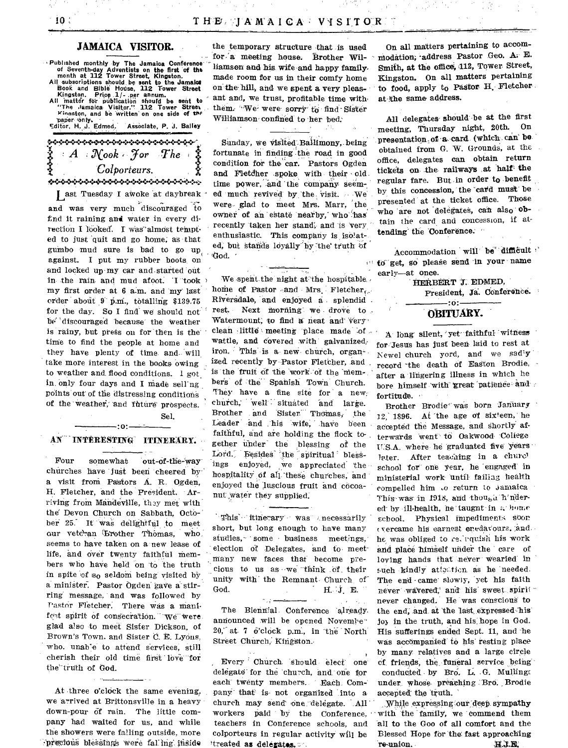## JAMAICA VISITOR.

Published monthly by The Jamaica Conference of Seventh-day Adventists on the first of the month at 112 Tower Street, Kingston.
All subscriptions should be sent to the Jamaica Book and Bible House, 112 Tower Street Kingston. Price 1/- per annum.
All matter for publication should be sent to "The Jamaica Visitor," 112 Tower Street, Kingston, and be written on one side of the paper only.
Editor, H. J. Edmed. Associate, P. J. Bailey

## *A Nook For The Colporteurs.*

Last Tuesday I awoke at daybreak and was very much discouraged to find it raining and water in every direction I looked. I was almost tempted to just quit and go home, as that gumbo mud sure is bad to go up against. I put my rubber boots on and locked up my car and started out in the rain and mud afoot. I took my first order at 6 a.m. and my last order about 9 p.m., totalling $139.75 for the day. So I find we should not be discouraged because the weather is rainy, but press on for then is the time to find the people at home and they have plenty of time and will take more interest in the books owing to weather and flood conditions. I got in only four days and I made selling points out of the distressing conditions of the weather, and future prospects.

Sel.

:o:

## AN INTERESTING ITINERARY.

Four somewhat out-of-the-way churches have just been cheered by a visit from Pastors A. R. Ogden, H. Fletcher, and the President. Arriving from Mandeville, they met with the Devon Church on Sabbath, October 25. It was delightful to meet our veteran Brother Thomas, who seems to have taken on a new lease of life, and over twenty faithful members who have held on to the truth in spite of so seldom being visited by a minister. Pastor Ogden gave a stirring message, and was followed by Pastor Fletcher. There was a manifest spirit of consecration. We were glad also to meet Sister Dickson, of Brown's Town, and Sister C. E. Lyons, who, unable to attend services, still cherish their old time first love for the truth of God.

At three o'clock the same evening, we arrived at Brittonsville in a heavy down-pour of rain. The little company had waited for us, and while the showers were falling outside, more precious blessings were falling inside the temporary structure that is used for a meeting house. Brother Williamson and his wife and happy family made room for us in their comfy home on the hill, and we spent a very pleasant and, we trust, profitable time with them. We were sorry to find Sister Williamson confined to her bed.

Sunday, we visited Ballimony, being fortunate in finding the road in good condition for the car. Pastors Ogden and Fletcher spoke with their old-time power, and the company seemed much revived by the visit. We were glad to meet Mrs. Marr, the owner of an estate nearby, who has recently taken her stand, and is very enthusiastic. This company is isolated, but stands loyally by the truth of God.

We spent the night at the hospitable home of Pastor and Mrs. Fletcher, Riversdale, and enjoyed a splendid rest. Next morning we drove to Watermount, to find a neat and very clean little meeting place made of wattle, and covered with galvanized iron. This is a new church, organized recently by Pastor Fletcher, and is the fruit of the work of the members of the Spanish Town Church. They have a fine site for a new church, well situated and large. Brother and Sister Thomas, the Leader and his wife, have been faithful, and are holding the flock together under the blessing of the Lord. Besides the spiritual blessings enjoyed, we appreciated the hospitality of all these churches, and enjoyed the luscious fruit and cocoanut water they supplied.

This itinerary was necessarily short, but long enough to have many studies, some business meetings, election of Delegates, and to meet many new faces that become precious to us as we think of their unity with the Remnant Church of God.

H. J. E.

The Biennial Conference already announced will be opened November 20, at 7 o'clock p.m., in the North Street Church, Kingston.

Every Church should elect one delegate for the church, and one for each twenty members. Each Company that is not organized into a church may send one delegate. All workers paid by the Conference, teachers in Conference schools, and colporteurs in regular activity will be treated as delegates.

On all matters pertaining to accommodation, address Pastor Geo. A. E. Smith, at the office, 112, Tower Street, Kingston. On all matters pertaining to food, apply to Pastor H. Fletcher at the same address.

All delegates should be at the first meeting, Thursday night, 20th. On presentation of a card (which can be obtained from G. W. Grounds, at the office), delegates can obtain return tickets on the railways at half the regular fare. But in order to benefit by this concession, the card must be presented at the ticket office. Those who are not delegates, can also obtain the card and concession, if attending the Conference.

Accommodation will be difficult to get, so please send in your name early—at once.

HERBERT J. EDMED,
President, Ja. Conference.

:o:

## OBITUARY.

A long silent, yet faithful witness for Jesus has just been laid to rest at Newel church yord, and we sadly record the death of Easton Brodie, after a lingering illness in which he bore himself with great patience and fortitude.

Brother Brodie was born January 12, 1896. At the age of sixteen, he accepted the Message, and shortly afterwards went to Oakwood College U.S.A. where he graduated five years later. After teaching in a church school for one year, he engaged in ministerial work until failing health compelled him to return to Jamaica This was in 1918, and though hindered by ill-health, he taught in a home school. Physical impediments soon overcame his earnest endeavours, and he was obliged to relinquish his work and place himself under the care of loving hands that never wearied in such kindly attention as he needed. The end came slowly, yet his faith never wavered, and his sweet spirit never changed. He was conscious to the end, and at the last expressed his joy in the truth, and his hope in God. His sufferings ended Sept. 11, and he was accompanied to his resting place by many relatives and a large circle of friends, the funeral service being conducted by Bro. L. G. Mullings under whose preaching Bro. Brodie accepted the truth.

While expressing our deep sympathy with the family, we commend them all to the Goo of all comfort and the Blessed Hope for the fast approaching re-union.

H.J.E.